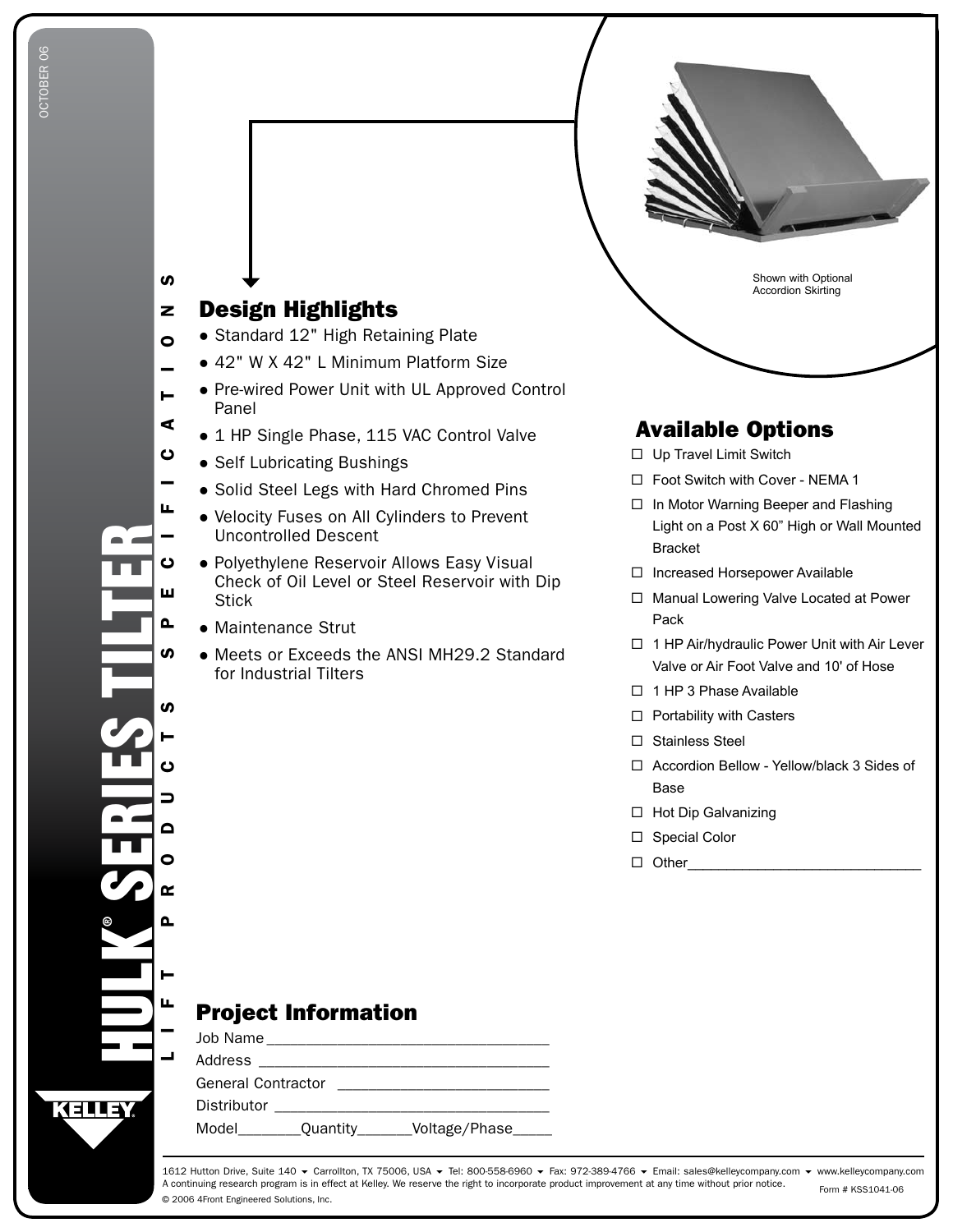# HULK® SERIES TILTER

LIFT PRODUCTS SPECIFICATIONS

OCTOBER 06

Shown with Optional Accordion Skirting

## Design Highlights

- Standard 12" High Retaining Plate
- 42" W X 42" L Minimum Platform Size
- Pre-wired Power Unit with UL Approved Control Panel
- 1 HP Single Phase, 115 VAC Control Valve
- Self Lubricating Bushings
- Solid Steel Legs with Hard Chromed Pins
- Velocity Fuses on All Cylinders to Prevent Uncontrolled Descent
- Polyethylene Reservoir Allows Easy Visual Check of Oil Level or Steel Reservoir with Dip Stick
- Maintenance Strut
- Meets or Exceeds the ANSI MH29.2 Standard for Industrial Tilters

## Available Options

- ☐ Up Travel Limit Switch
- ☐ Foot Switch with Cover - NEMA 1
- ☐ In Motor Warning Beeper and Flashing Light on a Post X 60" High or Wall Mounted Bracket
- ☐ Increased Horsepower Available
- ☐ Manual Lowering Valve Located at Power Pack
- ☐ 1 HP Air/hydraulic Power Unit with Air Lever Valve or Air Foot Valve and 10' of Hose
- ☐ 1 HP 3 Phase Available
- ☐ Portability with Casters
- ☐ Stainless Steel
- ☐ Accordion Bellow - Yellow/black 3 Sides of Base
- ☐ Hot Dip Galvanizing
- ☐ Special Color
- ☐ Other_______________________________

## Project Information

Job Name___________________________________

Address ___________________________________

General Contractor ___________________________

Distributor _________________________________

Model________Quantity_______Voltage/Phase_____

KELLEY

1612 Hutton Drive, Suite 140 ▾ Carrollton, TX 75006, USA ▾ Tel: 800-558-6960 ▾ Fax: 972-389-4766 ▾ Email: sales@kelleycompany.com ▾ www.kelleycompany.com

A continuing research program is in effect at Kelley. We reserve the right to incorporate product improvement at any time without prior notice.

Form # KSS1041-06

© 2006 4Front Engineered Solutions, Inc.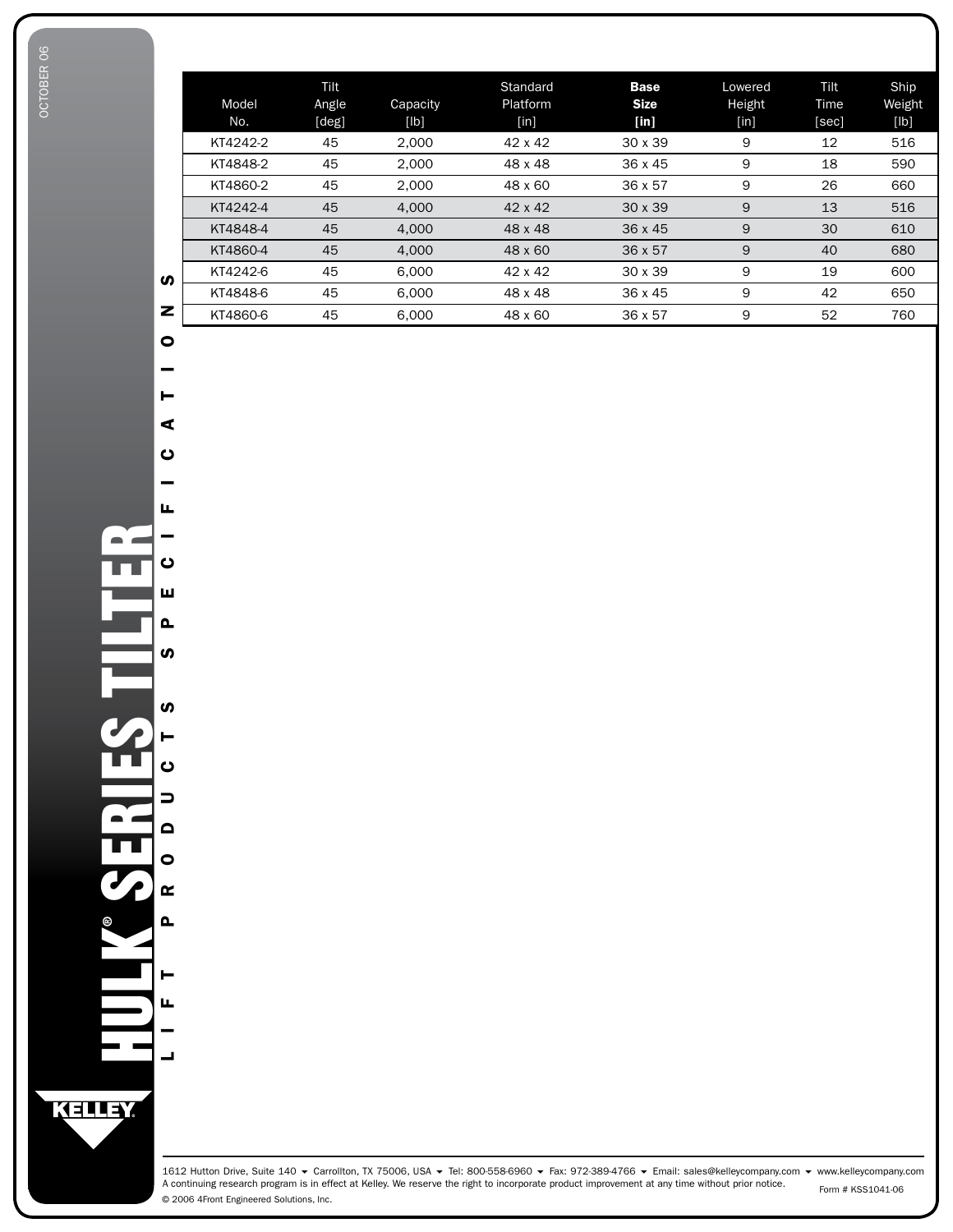# HULK® SERIES TILTER

LIFT PRODUCTS SPECIFICATIONS

| Model No. | Tilt Angle [deg] | Capacity [lb] | Standard Platform [in] | **Base Size [in]** | Lowered Height [in] | Tilt Time [sec] | Ship Weight [lb] |
|---|---|---|---|---|---|---|---|
| KT4242-2 | 45 | 2,000 | 42 x 42 | 30 x 39 | 9 | 12 | 516 |
| KT4848-2 | 45 | 2,000 | 48 x 48 | 36 x 45 | 9 | 18 | 590 |
| KT4860-2 | 45 | 2,000 | 48 x 60 | 36 x 57 | 9 | 26 | 660 |
| KT4242-4 | 45 | 4,000 | 42 x 42 | 30 x 39 | 9 | 13 | 516 |
| KT4848-4 | 45 | 4,000 | 48 x 48 | 36 x 45 | 9 | 30 | 610 |
| KT4860-4 | 45 | 4,000 | 48 x 60 | 36 x 57 | 9 | 40 | 680 |
| KT4242-6 | 45 | 6,000 | 42 x 42 | 30 x 39 | 9 | 19 | 600 |
| KT4848-6 | 45 | 6,000 | 48 x 48 | 36 x 45 | 9 | 42 | 650 |
| KT4860-6 | 45 | 6,000 | 48 x 60 | 36 x 57 | 9 | 52 | 760 |

1612 Hutton Drive, Suite 140 ▾ Carrollton, TX 75006, USA ▾ Tel: 800-558-6960 ▾ Fax: 972-389-4766 ▾ Email: sales@kelleycompany.com ▾ www.kelleycompany.com

A continuing research program is in effect at Kelley. We reserve the right to incorporate product improvement at any time without prior notice.

Form # KSS1041-06

© 2006 4Front Engineered Solutions, Inc.